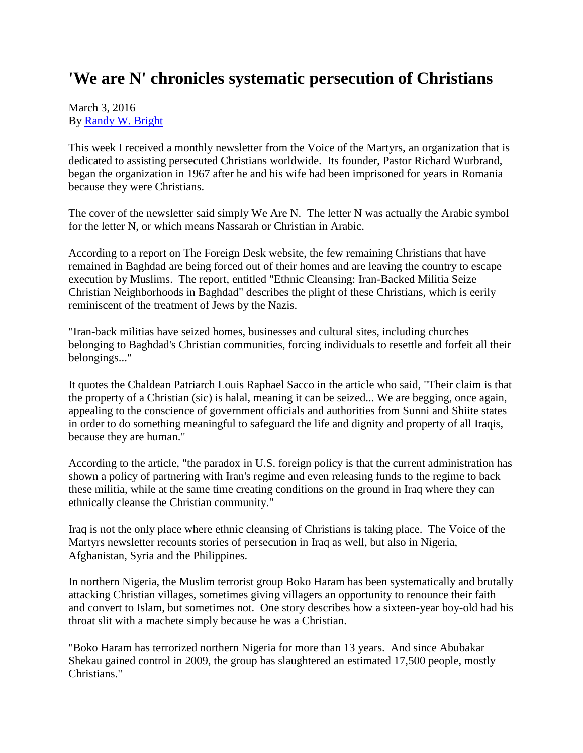# 'We are N' chronicles systematic persecution of Christians

March 3, 2016
By [Randy W. Bright]

This week I received a monthly newsletter from the Voice of the Martyrs, an organization that is dedicated to assisting persecuted Christians worldwide. Its founder, Pastor Richard Wurbrand, began the organization in 1967 after he and his wife had been imprisoned for years in Romania because they were Christians.

The cover of the newsletter said simply We Are N. The letter N was actually the Arabic symbol for the letter N, or which means Nassarah or Christian in Arabic.

According to a report on The Foreign Desk website, the few remaining Christians that have remained in Baghdad are being forced out of their homes and are leaving the country to escape execution by Muslims. The report, entitled "Ethnic Cleansing: Iran-Backed Militia Seize Christian Neighborhoods in Baghdad" describes the plight of these Christians, which is eerily reminiscent of the treatment of Jews by the Nazis.

"Iran-back militias have seized homes, businesses and cultural sites, including churches belonging to Baghdad's Christian communities, forcing individuals to resettle and forfeit all their belongings..."

It quotes the Chaldean Patriarch Louis Raphael Sacco in the article who said, "Their claim is that the property of a Christian (sic) is halal, meaning it can be seized... We are begging, once again, appealing to the conscience of government officials and authorities from Sunni and Shiite states in order to do something meaningful to safeguard the life and dignity and property of all Iraqis, because they are human."

According to the article, "the paradox in U.S. foreign policy is that the current administration has shown a policy of partnering with Iran's regime and even releasing funds to the regime to back these militia, while at the same time creating conditions on the ground in Iraq where they can ethnically cleanse the Christian community."

Iraq is not the only place where ethnic cleansing of Christians is taking place. The Voice of the Martyrs newsletter recounts stories of persecution in Iraq as well, but also in Nigeria, Afghanistan, Syria and the Philippines.

In northern Nigeria, the Muslim terrorist group Boko Haram has been systematically and brutally attacking Christian villages, sometimes giving villagers an opportunity to renounce their faith and convert to Islam, but sometimes not. One story describes how a sixteen-year boy-old had his throat slit with a machete simply because he was a Christian.

"Boko Haram has terrorized northern Nigeria for more than 13 years. And since Abubakar Shekau gained control in 2009, the group has slaughtered an estimated 17,500 people, mostly Christians."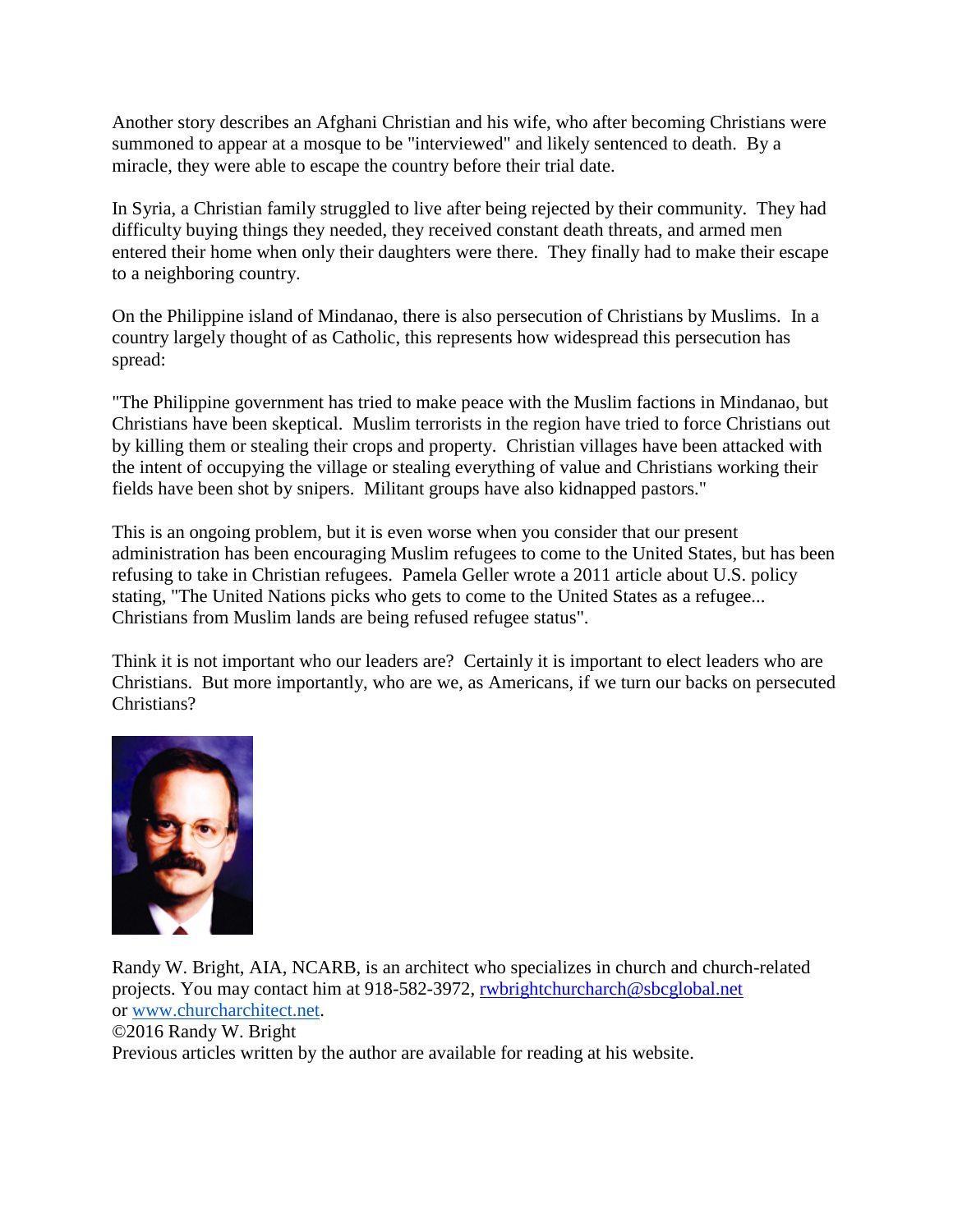Another story describes an Afghani Christian and his wife, who after becoming Christians were summoned to appear at a mosque to be "interviewed" and likely sentenced to death. By a miracle, they were able to escape the country before their trial date.

In Syria, a Christian family struggled to live after being rejected by their community. They had difficulty buying things they needed, they received constant death threats, and armed men entered their home when only their daughters were there. They finally had to make their escape to a neighboring country.

On the Philippine island of Mindanao, there is also persecution of Christians by Muslims. In a country largely thought of as Catholic, this represents how widespread this persecution has spread:

"The Philippine government has tried to make peace with the Muslim factions in Mindanao, but Christians have been skeptical. Muslim terrorists in the region have tried to force Christians out by killing them or stealing their crops and property. Christian villages have been attacked with the intent of occupying the village or stealing everything of value and Christians working their fields have been shot by snipers. Militant groups have also kidnapped pastors."

This is an ongoing problem, but it is even worse when you consider that our present administration has been encouraging Muslim refugees to come to the United States, but has been refusing to take in Christian refugees. Pamela Geller wrote a 2011 article about U.S. policy stating, "The United Nations picks who gets to come to the United States as a refugee... Christians from Muslim lands are being refused refugee status".

Think it is not important who our leaders are? Certainly it is important to elect leaders who are Christians. But more importantly, who are we, as Americans, if we turn our backs on persecuted Christians?

Randy W. Bright, AIA, NCARB, is an architect who specializes in church and church-related projects. You may contact him at 918-582-3972, rwbrightchurcharch@sbcglobal.net or www.churcharchitect.net.
©2016 Randy W. Bright
Previous articles written by the author are available for reading at his website.